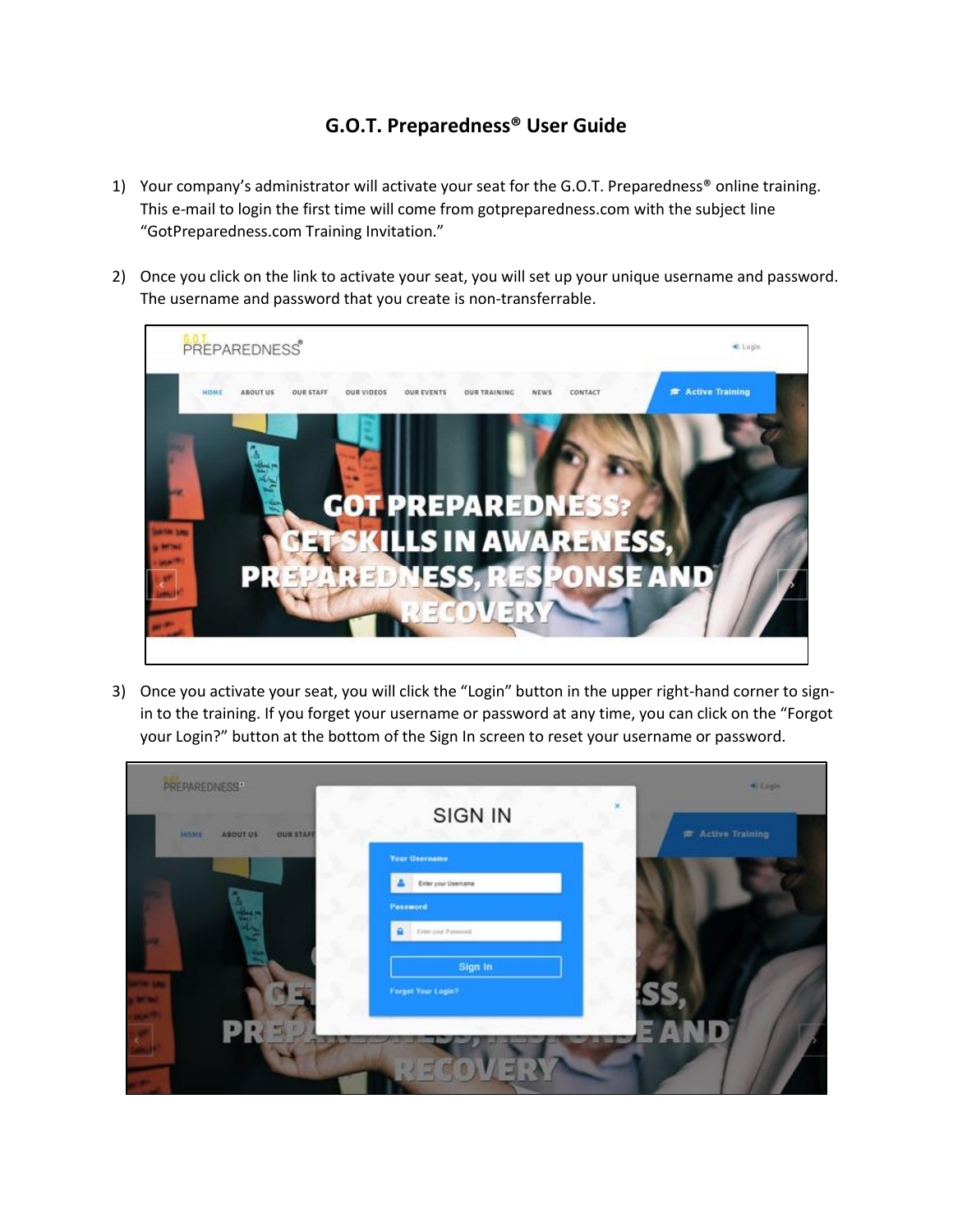# G.O.T. Preparedness® User Guide

1) Your company's administrator will activate your seat for the G.O.T. Preparedness® online training. This e-mail to login the first time will come from gotpreparedness.com with the subject line "GotPreparedness.com Training Invitation."

2) Once you click on the link to activate your seat, you will set up your unique username and password. The username and password that you create is non-transferrable.

3) Once you activate your seat, you will click the "Login" button in the upper right-hand corner to sign-in to the training. If you forget your username or password at any time, you can click on the "Forgot your Login?" button at the bottom of the Sign In screen to reset your username or password.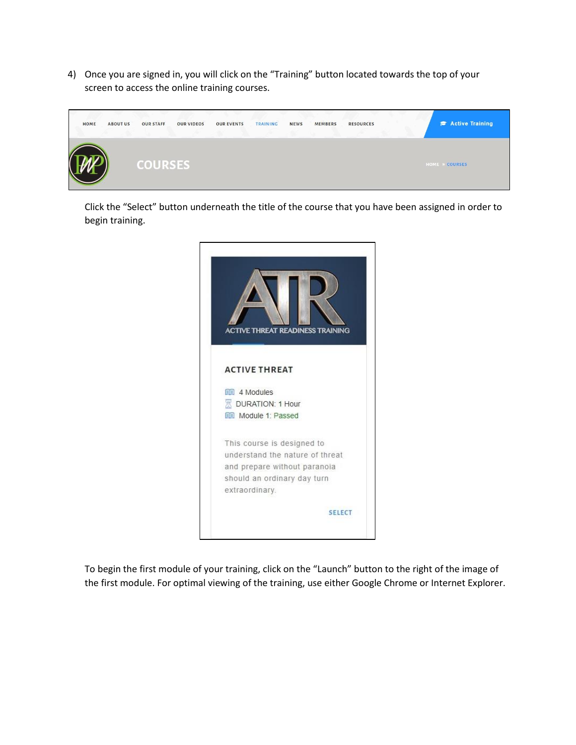4) Once you are signed in, you will click on the "Training" button located towards the top of your screen to access the online training courses.

   Click the "Select" button underneath the title of the course that you have been assigned in order to begin training.

   To begin the first module of your training, click on the "Launch" button to the right of the image of the first module. For optimal viewing of the training, use either Google Chrome or Internet Explorer.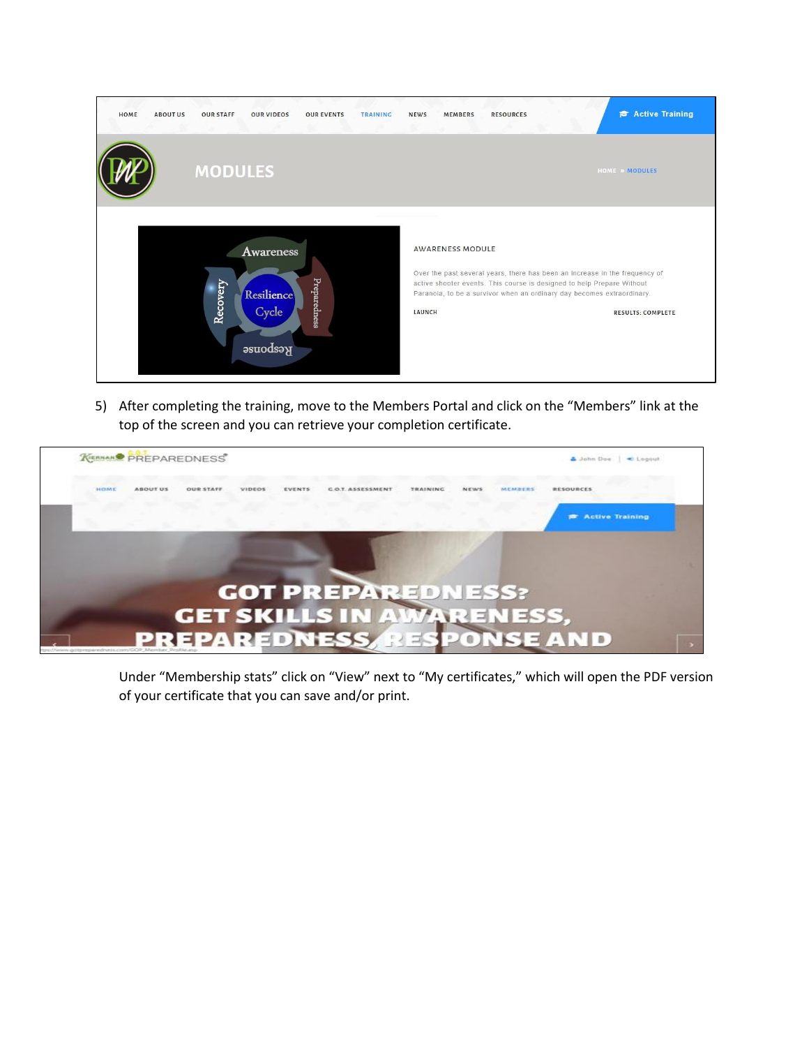5) After completing the training, move to the Members Portal and click on the "Members" link at the top of the screen and you can retrieve your completion certificate.

Under "Membership stats" click on "View" next to "My certificates," which will open the PDF version of your certificate that you can save and/or print.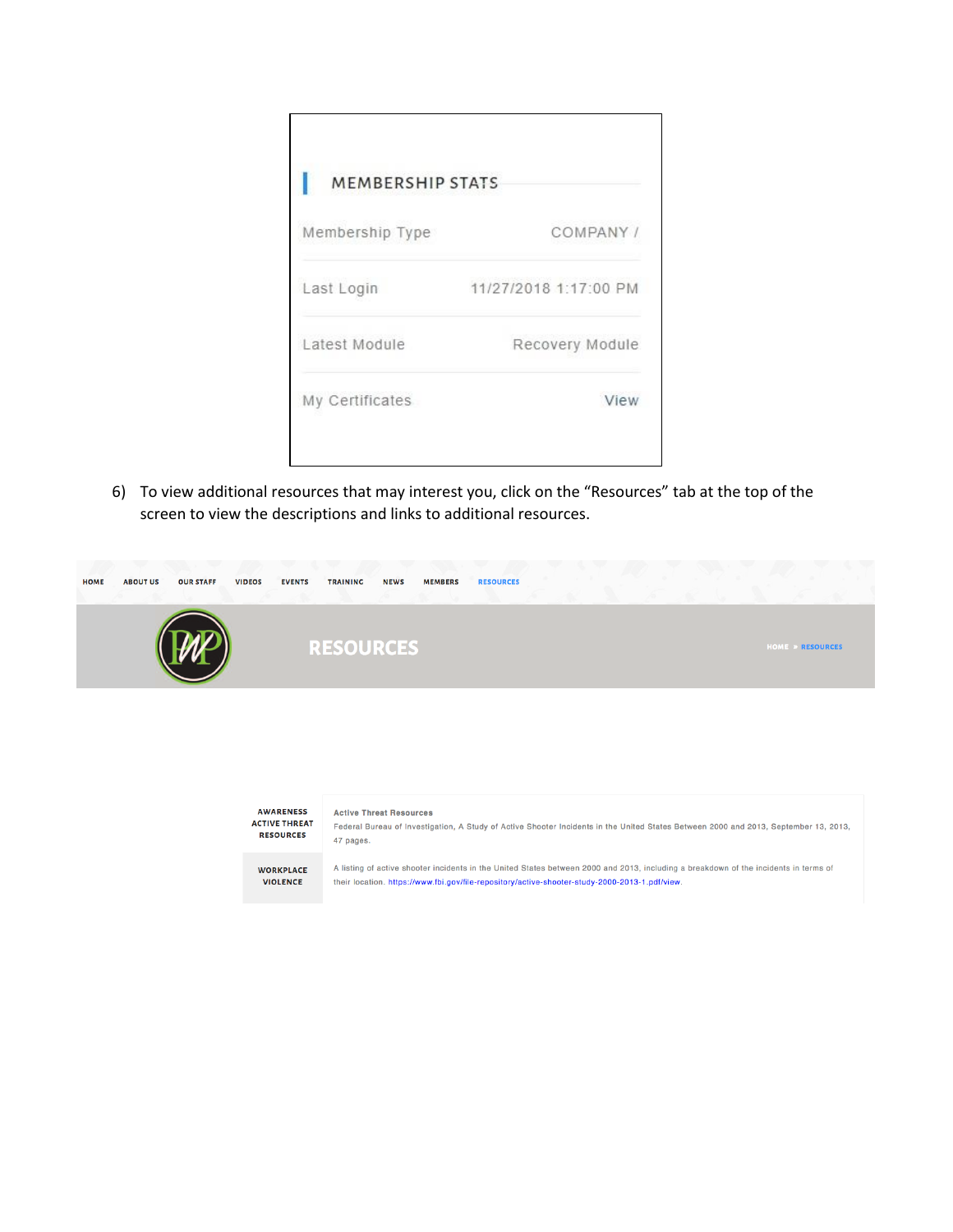MEMBERSHIP STATS

| | |
|---|---|
| Membership Type | COMPANY / |
| Last Login | 11/27/2018 1:17:00 PM |
| Latest Module | Recovery Module |
| My Certificates | View |

6) To view additional resources that may interest you, click on the "Resources" tab at the top of the screen to view the descriptions and links to additional resources.

HOME ABOUT US OUR STAFF VIDEOS EVENTS TRAINING NEWS MEMBERS RESOURCES

RESOURCES

HOME » RESOURCES

| | |
|---|---|
| AWARENESS ACTIVE THREAT RESOURCES | **Active Threat Resources**<br>Federal Bureau of Investigation, A Study of Active Shooter Incidents in the United States Between 2000 and 2013, September 13, 2013, 47 pages. |
| WORKPLACE VIOLENCE | A listing of active shooter incidents in the United States between 2000 and 2013, including a breakdown of the incidents in terms of their location. https://www.fbi.gov/file-repository/active-shooter-study-2000-2013-1.pdf/view. |